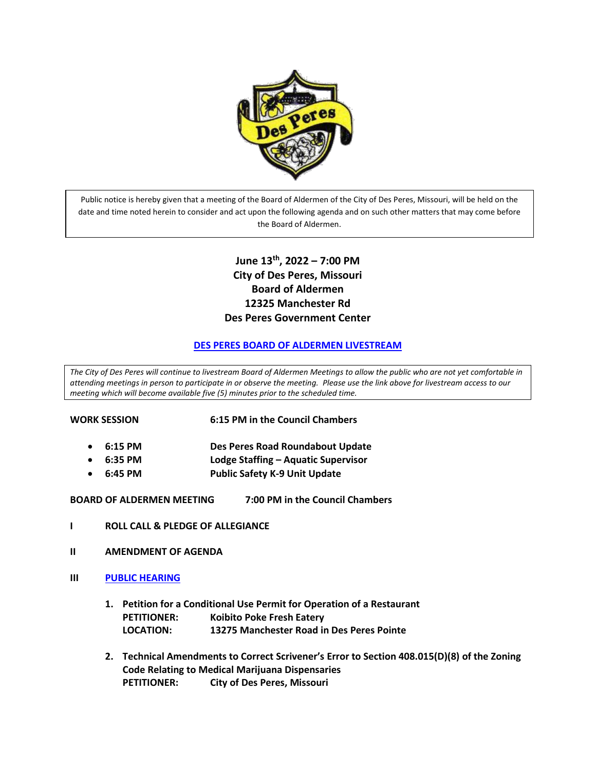Public notice is hereby given that a meeting of the Board of Aldermen of the City of Des Peres, Missouri, will be held on the date and time noted herein to consider and act upon the following agenda and on such other matters that may come before the Board of Aldermen.

**June 13th, 2022 – 7:00 PM**
**City of Des Peres, Missouri**
**Board of Aldermen**
**12325 Manchester Rd**
**Des Peres Government Center**

**DES PERES BOARD OF ALDERMEN LIVESTREAM**

*The City of Des Peres will continue to livestream Board of Aldermen Meetings to allow the public who are not yet comfortable in attending meetings in person to participate in or observe the meeting. Please use the link above for livestream access to our meeting which will become available five (5) minutes prior to the scheduled time.*

**WORK SESSION** **6:15 PM in the Council Chambers**

- **6:15 PM** **Des Peres Road Roundabout Update**
- **6:35 PM** **Lodge Staffing – Aquatic Supervisor**
- **6:45 PM** **Public Safety K-9 Unit Update**

**BOARD OF ALDERMEN MEETING** **7:00 PM in the Council Chambers**

**I** **ROLL CALL & PLEDGE OF ALLEGIANCE**

**II** **AMENDMENT OF AGENDA**

**III** **PUBLIC HEARING**

1. **Petition for a Conditional Use Permit for Operation of a Restaurant**
   **PETITIONER:** **Koibito Poke Fresh Eatery**
   **LOCATION:** **13275 Manchester Road in Des Peres Pointe**

2. **Technical Amendments to Correct Scrivener's Error to Section 408.015(D)(8) of the Zoning Code Relating to Medical Marijuana Dispensaries**
   **PETITIONER:** **City of Des Peres, Missouri**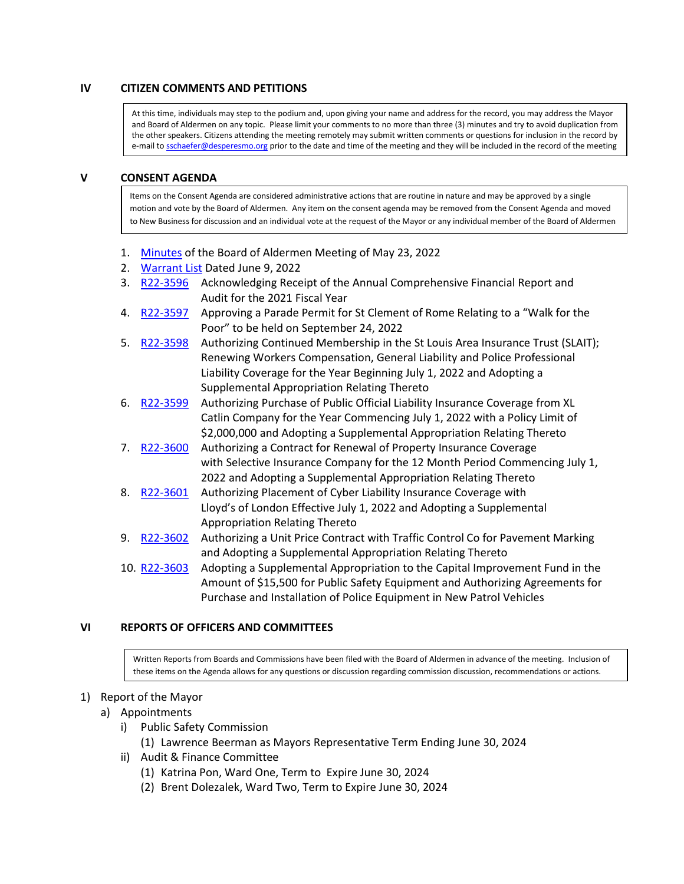## IV CITIZEN COMMENTS AND PETITIONS

At this time, individuals may step to the podium and, upon giving your name and address for the record, you may address the Mayor and Board of Aldermen on any topic. Please limit your comments to no more than three (3) minutes and try to avoid duplication from the other speakers. Citizens attending the meeting remotely may submit written comments or questions for inclusion in the record by e-mail to sschaefer@desperesmo.org prior to the date and time of the meeting and they will be included in the record of the meeting

## V CONSENT AGENDA

Items on the Consent Agenda are considered administrative actions that are routine in nature and may be approved by a single motion and vote by the Board of Aldermen. Any item on the consent agenda may be removed from the Consent Agenda and moved to New Business for discussion and an individual vote at the request of the Mayor or any individual member of the Board of Aldermen

1. Minutes of the Board of Aldermen Meeting of May 23, 2022
2. Warrant List Dated June 9, 2022
3. R22-3596 Acknowledging Receipt of the Annual Comprehensive Financial Report and Audit for the 2021 Fiscal Year
4. R22-3597 Approving a Parade Permit for St Clement of Rome Relating to a "Walk for the Poor" to be held on September 24, 2022
5. R22-3598 Authorizing Continued Membership in the St Louis Area Insurance Trust (SLAIT); Renewing Workers Compensation, General Liability and Police Professional Liability Coverage for the Year Beginning July 1, 2022 and Adopting a Supplemental Appropriation Relating Thereto
6. R22-3599 Authorizing Purchase of Public Official Liability Insurance Coverage from XL Catlin Company for the Year Commencing July 1, 2022 with a Policy Limit of $2,000,000 and Adopting a Supplemental Appropriation Relating Thereto
7. R22-3600 Authorizing a Contract for Renewal of Property Insurance Coverage with Selective Insurance Company for the 12 Month Period Commencing July 1, 2022 and Adopting a Supplemental Appropriation Relating Thereto
8. R22-3601 Authorizing Placement of Cyber Liability Insurance Coverage with Lloyd's of London Effective July 1, 2022 and Adopting a Supplemental Appropriation Relating Thereto
9. R22-3602 Authorizing a Unit Price Contract with Traffic Control Co for Pavement Marking and Adopting a Supplemental Appropriation Relating Thereto
10. R22-3603 Adopting a Supplemental Appropriation to the Capital Improvement Fund in the Amount of $15,500 for Public Safety Equipment and Authorizing Agreements for Purchase and Installation of Police Equipment in New Patrol Vehicles

## VI REPORTS OF OFFICERS AND COMMITTEES

Written Reports from Boards and Commissions have been filed with the Board of Aldermen in advance of the meeting. Inclusion of these items on the Agenda allows for any questions or discussion regarding commission discussion, recommendations or actions.

1) Report of the Mayor
   a) Appointments
      i) Public Safety Commission
         (1) Lawrence Beerman as Mayors Representative Term Ending June 30, 2024
      ii) Audit & Finance Committee
         (1) Katrina Pon, Ward One, Term to Expire June 30, 2024
         (2) Brent Dolezalek, Ward Two, Term to Expire June 30, 2024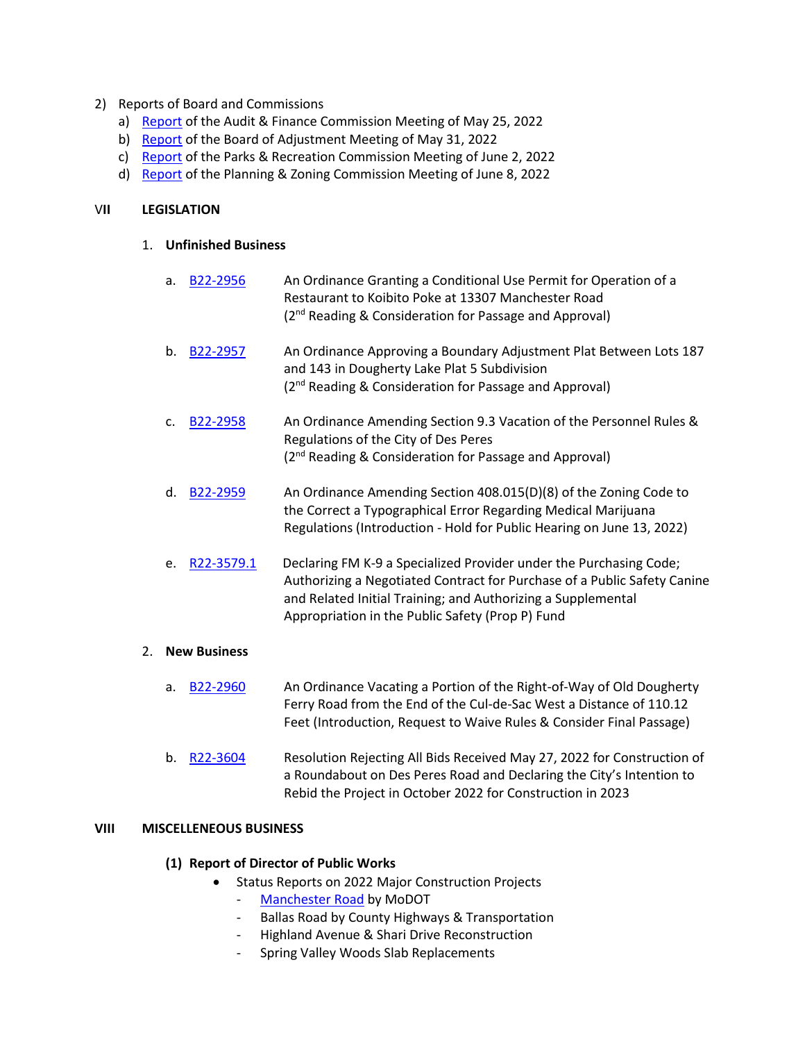2) Reports of Board and Commissions
   a) Report of the Audit & Finance Commission Meeting of May 25, 2022
   b) Report of the Board of Adjustment Meeting of May 31, 2022
   c) Report of the Parks & Recreation Commission Meeting of June 2, 2022
   d) Report of the Planning & Zoning Commission Meeting of June 8, 2022

## VII LEGISLATION

### 1. Unfinished Business

a. B22-2956 — An Ordinance Granting a Conditional Use Permit for Operation of a Restaurant to Koibito Poke at 13307 Manchester Road (2nd Reading & Consideration for Passage and Approval)

b. B22-2957 — An Ordinance Approving a Boundary Adjustment Plat Between Lots 187 and 143 in Dougherty Lake Plat 5 Subdivision (2nd Reading & Consideration for Passage and Approval)

c. B22-2958 — An Ordinance Amending Section 9.3 Vacation of the Personnel Rules & Regulations of the City of Des Peres (2nd Reading & Consideration for Passage and Approval)

d. B22-2959 — An Ordinance Amending Section 408.015(D)(8) of the Zoning Code to the Correct a Typographical Error Regarding Medical Marijuana Regulations (Introduction - Hold for Public Hearing on June 13, 2022)

e. R22-3579.1 — Declaring FM K-9 a Specialized Provider under the Purchasing Code; Authorizing a Negotiated Contract for Purchase of a Public Safety Canine and Related Initial Training; and Authorizing a Supplemental Appropriation in the Public Safety (Prop P) Fund

### 2. New Business

a. B22-2960 — An Ordinance Vacating a Portion of the Right-of-Way of Old Dougherty Ferry Road from the End of the Cul-de-Sac West a Distance of 110.12 Feet (Introduction, Request to Waive Rules & Consider Final Passage)

b. R22-3604 — Resolution Rejecting All Bids Received May 27, 2022 for Construction of a Roundabout on Des Peres Road and Declaring the City's Intention to Rebid the Project in October 2022 for Construction in 2023

## VIII MISCELLENEOUS BUSINESS

### (1) Report of Director of Public Works

- Status Reports on 2022 Major Construction Projects
  - Manchester Road by MoDOT
  - Ballas Road by County Highways & Transportation
  - Highland Avenue & Shari Drive Reconstruction
  - Spring Valley Woods Slab Replacements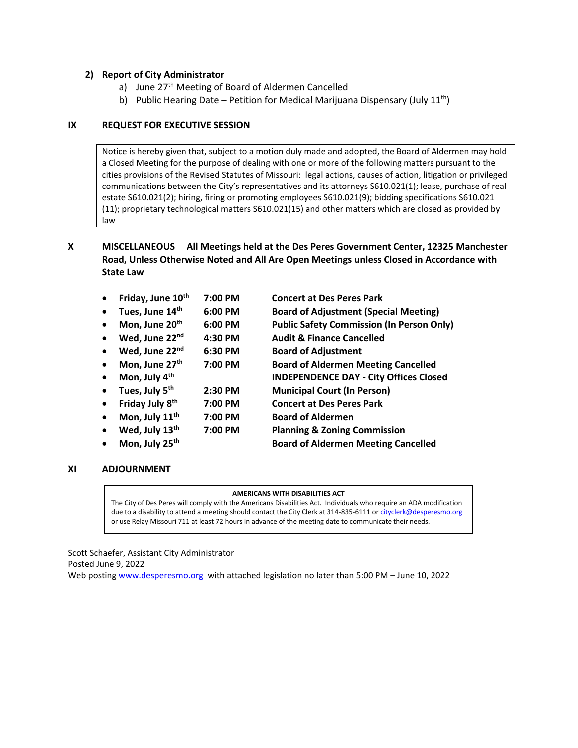**2) Report of City Administrator**

a) June 27th Meeting of Board of Aldermen Cancelled

b) Public Hearing Date – Petition for Medical Marijuana Dispensary (July 11th)

## IX REQUEST FOR EXECUTIVE SESSION

Notice is hereby given that, subject to a motion duly made and adopted, the Board of Aldermen may hold a Closed Meeting for the purpose of dealing with one or more of the following matters pursuant to the cities provisions of the Revised Statutes of Missouri: legal actions, causes of action, litigation or privileged communications between the City's representatives and its attorneys S610.021(1); lease, purchase of real estate S610.021(2); hiring, firing or promoting employees S610.021(9); bidding specifications S610.021 (11); proprietary technological matters S610.021(15) and other matters which are closed as provided by law

## X MISCELLANEOUS All Meetings held at the Des Peres Government Center, 12325 Manchester Road, Unless Otherwise Noted and All Are Open Meetings unless Closed in Accordance with State Law

- **Friday, June 10th 7:00 PM Concert at Des Peres Park**
- **Tues, June 14th 6:00 PM Board of Adjustment (Special Meeting)**
- **Mon, June 20th 6:00 PM Public Safety Commission (In Person Only)**
- **Wed, June 22nd 4:30 PM Audit & Finance Cancelled**
- **Wed, June 22nd 6:30 PM Board of Adjustment**
- **Mon, June 27th 7:00 PM Board of Aldermen Meeting Cancelled**
- **Mon, July 4th INDEPENDENCE DAY - City Offices Closed**
- **Tues, July 5th 2:30 PM Municipal Court (In Person)**
- **Friday July 8th 7:00 PM Concert at Des Peres Park**
- **Mon, July 11th 7:00 PM Board of Aldermen**
- **Wed, July 13th 7:00 PM Planning & Zoning Commission**
- **Mon, July 25th Board of Aldermen Meeting Cancelled**

## XI ADJOURNMENT

**AMERICANS WITH DISABILITIES ACT**

The City of Des Peres will comply with the Americans Disabilities Act. Individuals who require an ADA modification due to a disability to attend a meeting should contact the City Clerk at 314-835-6111 or cityclerk@desperesmo.org or use Relay Missouri 711 at least 72 hours in advance of the meeting date to communicate their needs.

Scott Schaefer, Assistant City Administrator
Posted June 9, 2022
Web posting www.desperesmo.org with attached legislation no later than 5:00 PM – June 10, 2022